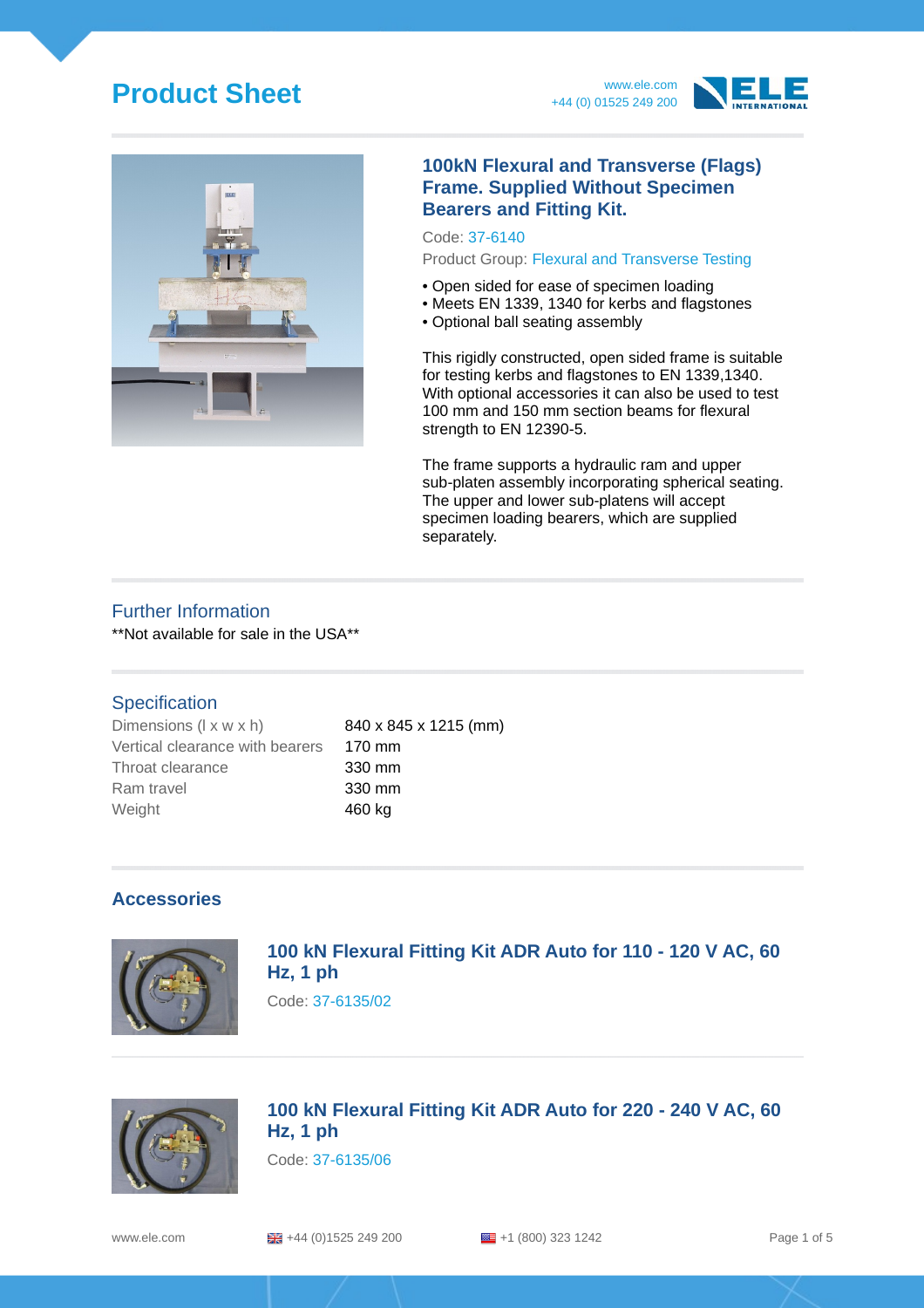# Product Sheet

## 100kN Flexural and Transverse (Flags) Frame. Supplied Without Specimen Bearers and Fitting Kit.

Code: 37-6140

Product Group: Flexural and Transverse Testing

- Open sided for ease of specimen loading
- Meets EN 1339, 1340 for kerbs and flagstones
- Optional ball seating assembly

This rigidly constructed, open sided frame is suitable for testing kerbs and flagstones to EN 1339,1340. With optional accessories it can also be used to test 100 mm and 150 mm section beams for flexural strength to EN 12390-5.

The frame supports a hydraulic ram and upper sub-platen assembly incorporating spherical seating. The upper and lower sub-platens will accept specimen loading bearers, which are supplied separately.

## Further Information

**Not available for sale in the USA**

## Specification

| | |
|---|---|
| Dimensions (l x w x h) | 840 x 845 x 1215 (mm) |
| Vertical clearance with bearers | 170 mm |
| Throat clearance | 330 mm |
| Ram travel | 330 mm |
| Weight | 460 kg |

## Accessories

### 100 kN Flexural Fitting Kit ADR Auto for 110 - 120 V AC, 60 Hz, 1 ph

Code: 37-6135/02

### 100 kN Flexural Fitting Kit ADR Auto for 220 - 240 V AC, 60 Hz, 1 ph

Code: 37-6135/06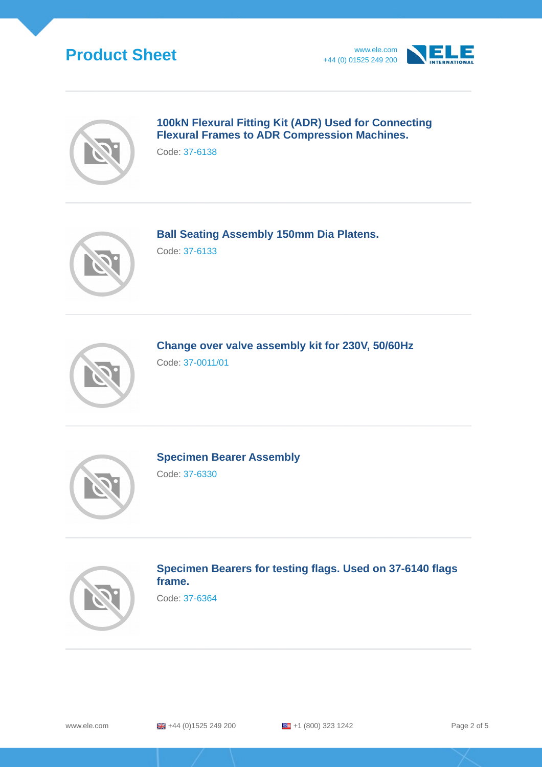### 100kN Flexural Fitting Kit (ADR) Used for Connecting Flexural Frames to ADR Compression Machines.

Code: 37-6138

### Ball Seating Assembly 150mm Dia Platens.

Code: 37-6133

### Change over valve assembly kit for 230V, 50/60Hz

Code: 37-0011/01

### Specimen Bearer Assembly

Code: 37-6330

### Specimen Bearers for testing flags. Used on 37-6140 flags frame.

Code: 37-6364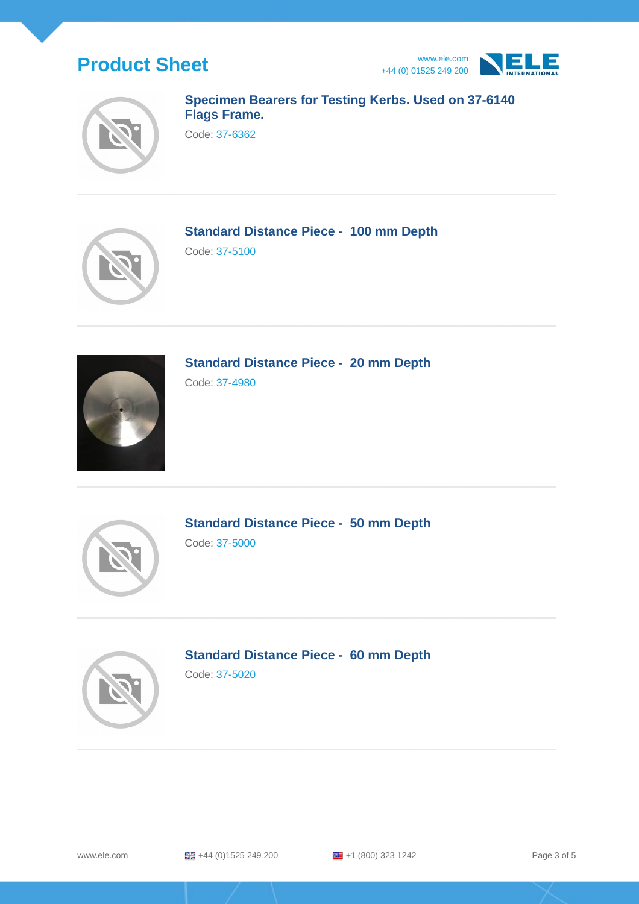### Specimen Bearers for Testing Kerbs. Used on 37-6140 Flags Frame.

Code: 37-6362

---

### Standard Distance Piece - 100 mm Depth

Code: 37-5100

---

### Standard Distance Piece - 20 mm Depth

Code: 37-4980

---

### Standard Distance Piece - 50 mm Depth

Code: 37-5000

---

### Standard Distance Piece - 60 mm Depth

Code: 37-5020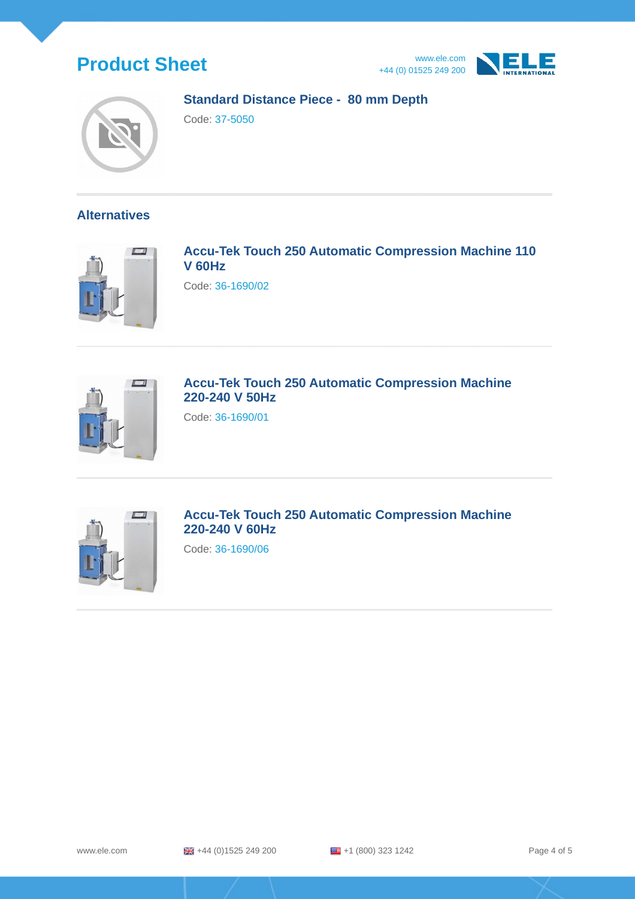# Product Sheet

## Standard Distance Piece - 80 mm Depth

Code: 37-5050

## Alternatives

### Accu-Tek Touch 250 Automatic Compression Machine 110 V 60Hz

Code: 36-1690/02

### Accu-Tek Touch 250 Automatic Compression Machine 220-240 V 50Hz

Code: 36-1690/01

### Accu-Tek Touch 250 Automatic Compression Machine 220-240 V 60Hz

Code: 36-1690/06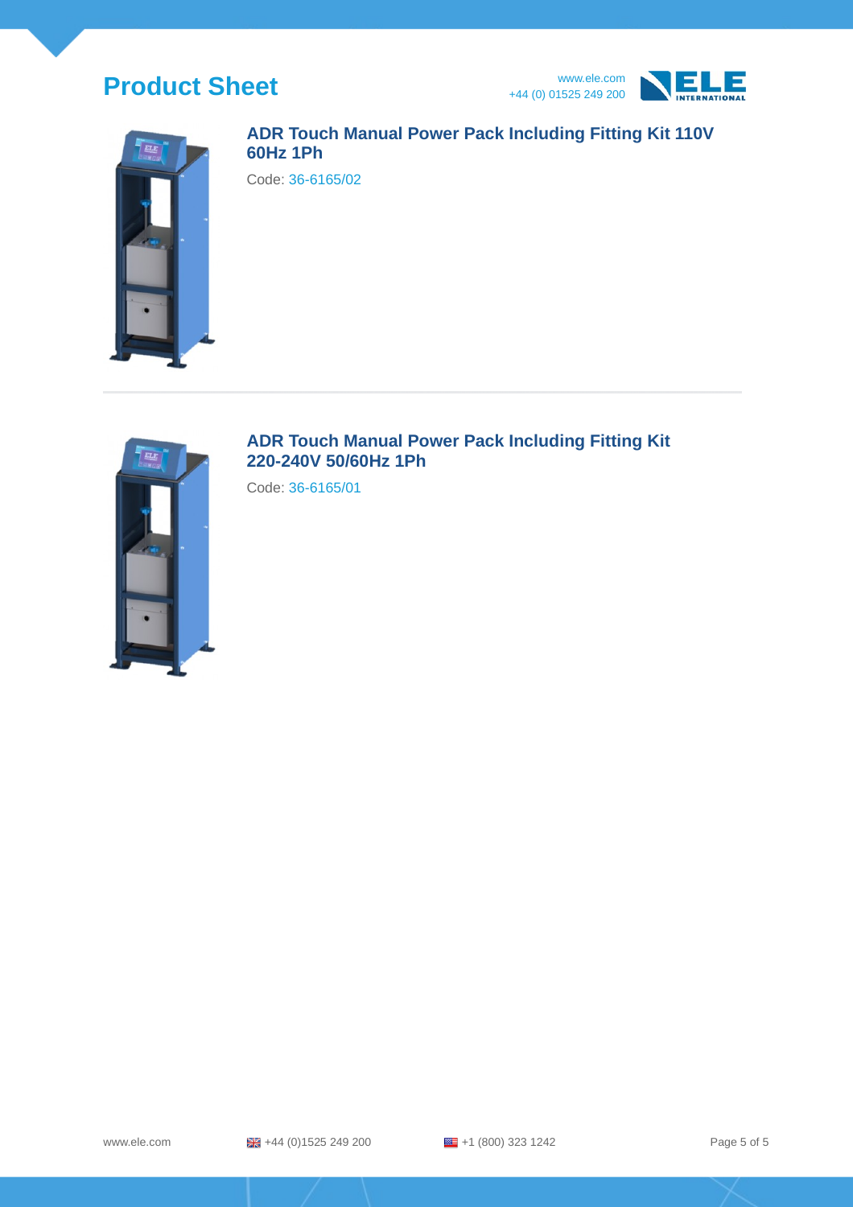### ADR Touch Manual Power Pack Including Fitting Kit 110V 60Hz 1Ph

Code: 36-6165/02

### ADR Touch Manual Power Pack Including Fitting Kit 220-240V 50/60Hz 1Ph

Code: 36-6165/01